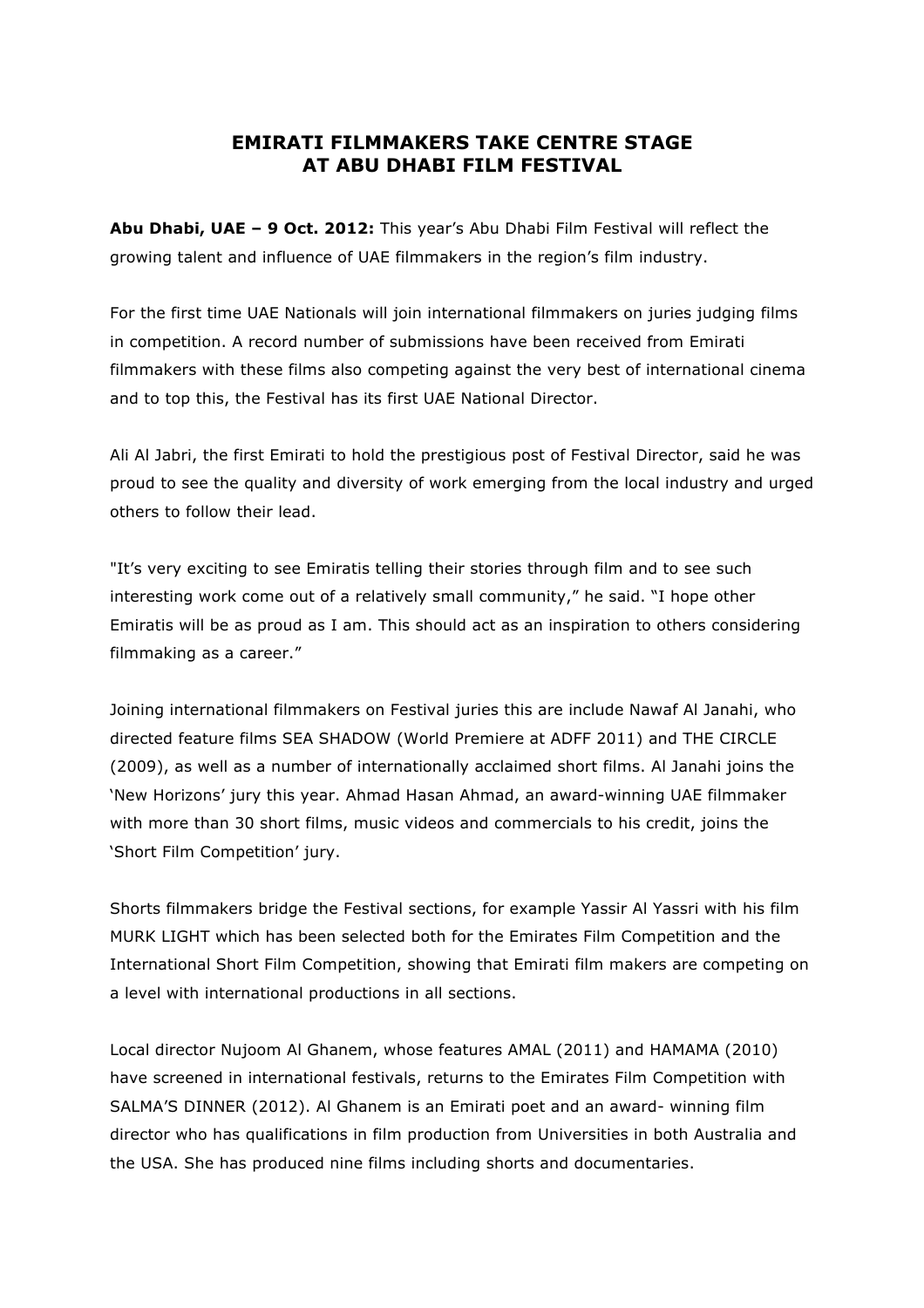# EMIRATI FILMMAKERS TAKE CENTRE STAGE AT ABU DHABI FILM FESTIVAL

**Abu Dhabi, UAE – 9 Oct. 2012:** This year's Abu Dhabi Film Festival will reflect the growing talent and influence of UAE filmmakers in the region's film industry.

For the first time UAE Nationals will join international filmmakers on juries judging films in competition. A record number of submissions have been received from Emirati filmmakers with these films also competing against the very best of international cinema and to top this, the Festival has its first UAE National Director.

Ali Al Jabri, the first Emirati to hold the prestigious post of Festival Director, said he was proud to see the quality and diversity of work emerging from the local industry and urged others to follow their lead.

"It's very exciting to see Emiratis telling their stories through film and to see such interesting work come out of a relatively small community," he said. "I hope other Emiratis will be as proud as I am. This should act as an inspiration to others considering filmmaking as a career."

Joining international filmmakers on Festival juries this are include Nawaf Al Janahi, who directed feature films SEA SHADOW (World Premiere at ADFF 2011) and THE CIRCLE (2009), as well as a number of internationally acclaimed short films. Al Janahi joins the 'New Horizons' jury this year. Ahmad Hasan Ahmad, an award-winning UAE filmmaker with more than 30 short films, music videos and commercials to his credit, joins the 'Short Film Competition' jury.

Shorts filmmakers bridge the Festival sections, for example Yassir Al Yassri with his film MURK LIGHT which has been selected both for the Emirates Film Competition and the International Short Film Competition, showing that Emirati film makers are competing on a level with international productions in all sections.

Local director Nujoom Al Ghanem, whose features AMAL (2011) and HAMAMA (2010) have screened in international festivals, returns to the Emirates Film Competition with SALMA'S DINNER (2012). Al Ghanem is an Emirati poet and an award- winning film director who has qualifications in film production from Universities in both Australia and the USA. She has produced nine films including shorts and documentaries.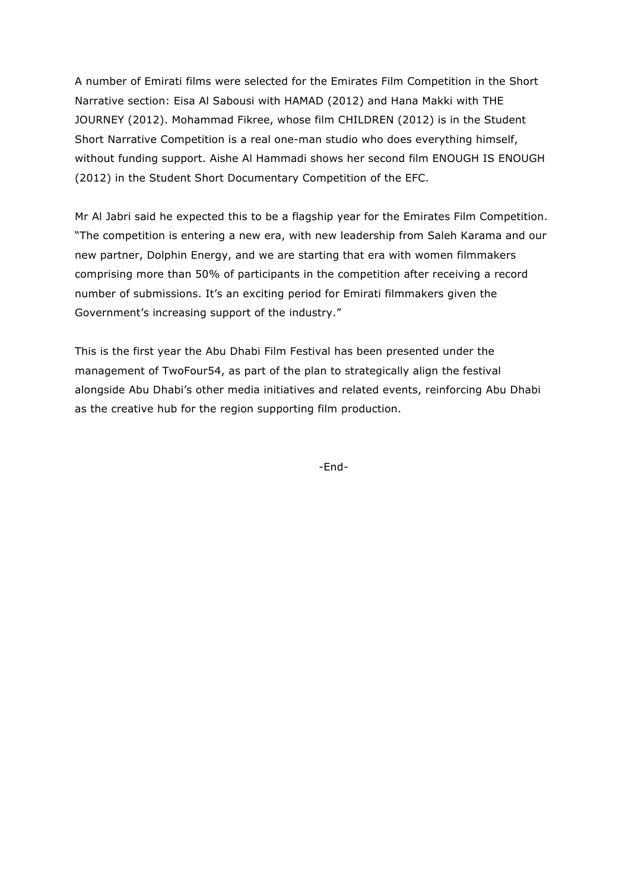A number of Emirati films were selected for the Emirates Film Competition in the Short Narrative section: Eisa Al Sabousi with HAMAD (2012) and Hana Makki with THE JOURNEY (2012). Mohammad Fikree, whose film CHILDREN (2012) is in the Student Short Narrative Competition is a real one-man studio who does everything himself, without funding support. Aishe Al Hammadi shows her second film ENOUGH IS ENOUGH (2012) in the Student Short Documentary Competition of the EFC.

Mr Al Jabri said he expected this to be a flagship year for the Emirates Film Competition. "The competition is entering a new era, with new leadership from Saleh Karama and our new partner, Dolphin Energy, and we are starting that era with women filmmakers comprising more than 50% of participants in the competition after receiving a record number of submissions. It's an exciting period for Emirati filmmakers given the Government's increasing support of the industry."

This is the first year the Abu Dhabi Film Festival has been presented under the management of TwoFour54, as part of the plan to strategically align the festival alongside Abu Dhabi's other media initiatives and related events, reinforcing Abu Dhabi as the creative hub for the region supporting film production.

-End-